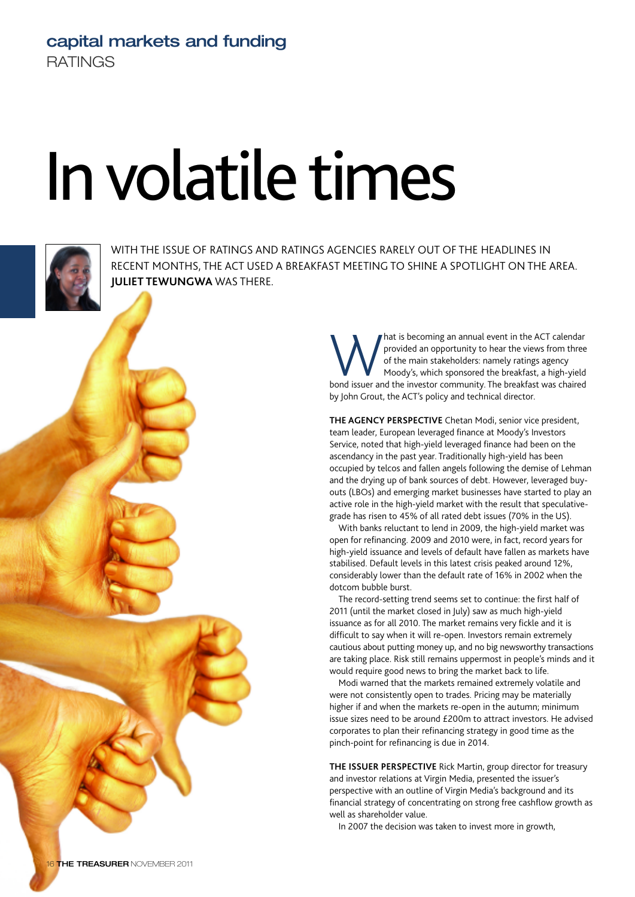capital markets and funding

RATINGS

# In volatile times

WITH THE ISSUE OF RATINGS AND RATINGS AGENCIES RARELY OUT OF THE HEADLINES IN RECENT MONTHS, THE ACT USED A BREAKFAST MEETING TO SHINE A SPOTLIGHT ON THE AREA. **JULIET TEWUNGWA** WAS THERE.

What is becoming an annual event in the ACT calendar provided an opportunity to hear the views from three of the main stakeholders: namely ratings agency Moody's, which sponsored the breakfast, a high-yield bond issuer and the investor community. The breakfast was chaired by John Grout, the ACT's policy and technical director.

**THE AGENCY PERSPECTIVE** Chetan Modi, senior vice president, team leader, European leveraged finance at Moody's Investors Service, noted that high-yield leveraged finance had been on the ascendancy in the past year. Traditionally high-yield has been occupied by telcos and fallen angels following the demise of Lehman and the drying up of bank sources of debt. However, leveraged buy-outs (LBOs) and emerging market businesses have started to play an active role in the high-yield market with the result that speculative-grade has risen to 45% of all rated debt issues (70% in the US).

With banks reluctant to lend in 2009, the high-yield market was open for refinancing. 2009 and 2010 were, in fact, record years for high-yield issuance and levels of default have fallen as markets have stabilised. Default levels in this latest crisis peaked around 12%, considerably lower than the default rate of 16% in 2002 when the dotcom bubble burst.

The record-setting trend seems set to continue: the first half of 2011 (until the market closed in July) saw as much high-yield issuance as for all 2010. The market remains very fickle and it is difficult to say when it will re-open. Investors remain extremely cautious about putting money up, and no big newsworthy transactions are taking place. Risk still remains uppermost in people's minds and it would require good news to bring the market back to life.

Modi warned that the markets remained extremely volatile and were not consistently open to trades. Pricing may be materially higher if and when the markets re-open in the autumn; minimum issue sizes need to be around £200m to attract investors. He advised corporates to plan their refinancing strategy in good time as the pinch-point for refinancing is due in 2014.

**THE ISSUER PERSPECTIVE** Rick Martin, group director for treasury and investor relations at Virgin Media, presented the issuer's perspective with an outline of Virgin Media's background and its financial strategy of concentrating on strong free cashflow growth as well as shareholder value.

In 2007 the decision was taken to invest more in growth,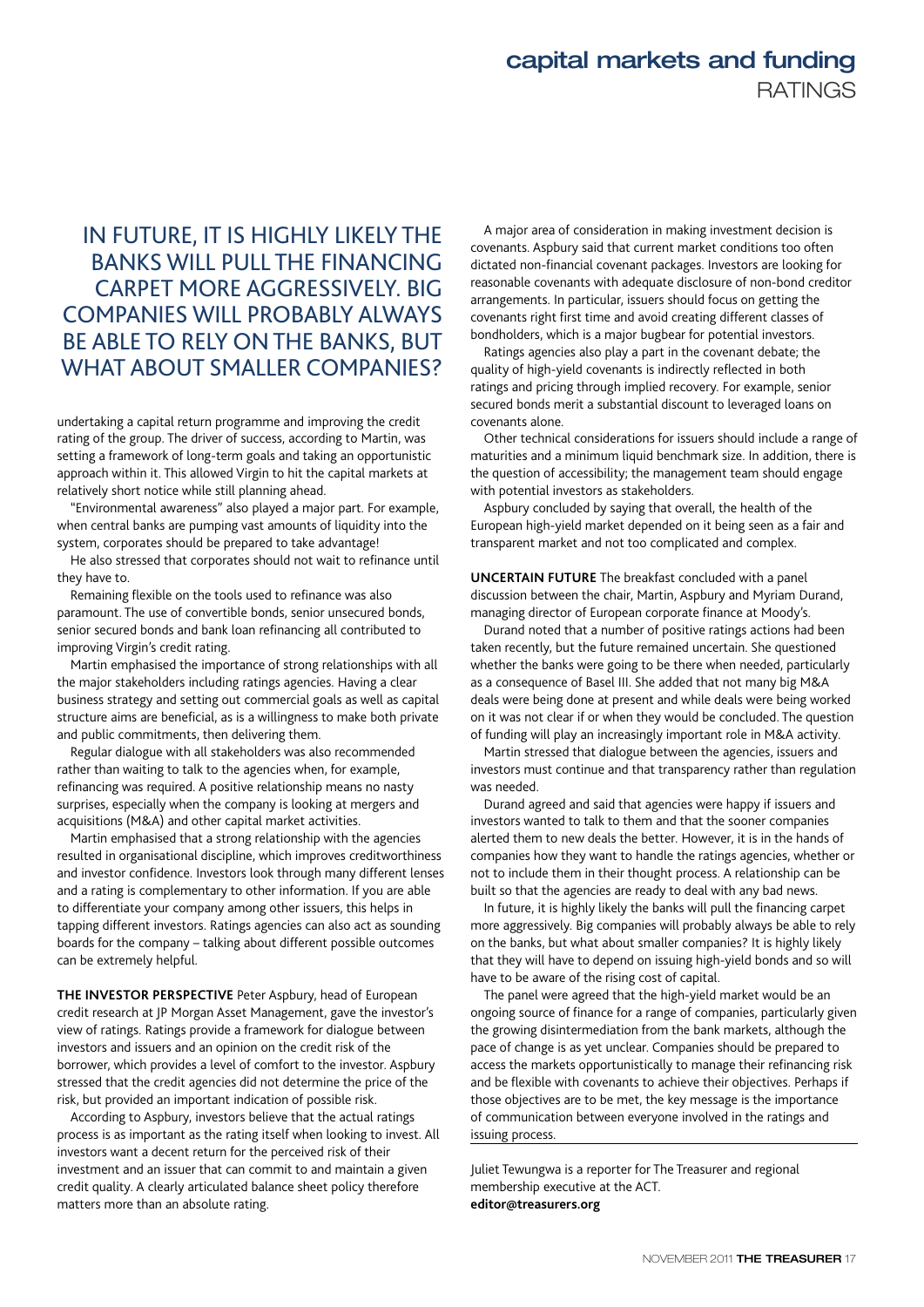> IN FUTURE, IT IS HIGHLY LIKELY THE BANKS WILL PULL THE FINANCING CARPET MORE AGGRESSIVELY. BIG COMPANIES WILL PROBABLY ALWAYS BE ABLE TO RELY ON THE BANKS, BUT WHAT ABOUT SMALLER COMPANIES?

undertaking a capital return programme and improving the credit rating of the group. The driver of success, according to Martin, was setting a framework of long-term goals and taking an opportunistic approach within it. This allowed Virgin to hit the capital markets at relatively short notice while still planning ahead.

"Environmental awareness" also played a major part. For example, when central banks are pumping vast amounts of liquidity into the system, corporates should be prepared to take advantage!

He also stressed that corporates should not wait to refinance until they have to.

Remaining flexible on the tools used to refinance was also paramount. The use of convertible bonds, senior unsecured bonds, senior secured bonds and bank loan refinancing all contributed to improving Virgin's credit rating.

Martin emphasised the importance of strong relationships with all the major stakeholders including ratings agencies. Having a clear business strategy and setting out commercial goals as well as capital structure aims are beneficial, as is a willingness to make both private and public commitments, then delivering them.

Regular dialogue with all stakeholders was also recommended rather than waiting to talk to the agencies when, for example, refinancing was required. A positive relationship means no nasty surprises, especially when the company is looking at mergers and acquisitions (M&A) and other capital market activities.

Martin emphasised that a strong relationship with the agencies resulted in organisational discipline, which improves creditworthiness and investor confidence. Investors look through many different lenses and a rating is complementary to other information. If you are able to differentiate your company among other issuers, this helps in tapping different investors. Ratings agencies can also act as sounding boards for the company – talking about different possible outcomes can be extremely helpful.

**THE INVESTOR PERSPECTIVE** Peter Aspbury, head of European credit research at JP Morgan Asset Management, gave the investor's view of ratings. Ratings provide a framework for dialogue between investors and issuers and an opinion on the credit risk of the borrower, which provides a level of comfort to the investor. Aspbury stressed that the credit agencies did not determine the price of the risk, but provided an important indication of possible risk.

According to Aspbury, investors believe that the actual ratings process is as important as the rating itself when looking to invest. All investors want a decent return for the perceived risk of their investment and an issuer that can commit to and maintain a given credit quality. A clearly articulated balance sheet policy therefore matters more than an absolute rating.

A major area of consideration in making investment decision is covenants. Aspbury said that current market conditions too often dictated non-financial covenant packages. Investors are looking for reasonable covenants with adequate disclosure of non-bond creditor arrangements. In particular, issuers should focus on getting the covenants right first time and avoid creating different classes of bondholders, which is a major bugbear for potential investors.

Ratings agencies also play a part in the covenant debate; the quality of high-yield covenants is indirectly reflected in both ratings and pricing through implied recovery. For example, senior secured bonds merit a substantial discount to leveraged loans on covenants alone.

Other technical considerations for issuers should include a range of maturities and a minimum liquid benchmark size. In addition, there is the question of accessibility; the management team should engage with potential investors as stakeholders.

Aspbury concluded by saying that overall, the health of the European high-yield market depended on it being seen as a fair and transparent market and not too complicated and complex.

**UNCERTAIN FUTURE** The breakfast concluded with a panel discussion between the chair, Martin, Aspbury and Myriam Durand, managing director of European corporate finance at Moody's.

Durand noted that a number of positive ratings actions had been taken recently, but the future remained uncertain. She questioned whether the banks were going to be there when needed, particularly as a consequence of Basel III. She added that not many big M&A deals were being done at present and while deals were being worked on it was not clear if or when they would be concluded. The question of funding will play an increasingly important role in M&A activity.

Martin stressed that dialogue between the agencies, issuers and investors must continue and that transparency rather than regulation was needed.

Durand agreed and said that agencies were happy if issuers and investors wanted to talk to them and that the sooner companies alerted them to new deals the better. However, it is in the hands of companies how they want to handle the ratings agencies, whether or not to include them in their thought process. A relationship can be built so that the agencies are ready to deal with any bad news.

In future, it is highly likely the banks will pull the financing carpet more aggressively. Big companies will probably always be able to rely on the banks, but what about smaller companies? It is highly likely that they will have to depend on issuing high-yield bonds and so will have to be aware of the rising cost of capital.

The panel were agreed that the high-yield market would be an ongoing source of finance for a range of companies, particularly given the growing disintermediation from the bank markets, although the pace of change is as yet unclear. Companies should be prepared to access the markets opportunistically to manage their refinancing risk and be flexible with covenants to achieve their objectives. Perhaps if those objectives are to be met, the key message is the importance of communication between everyone involved in the ratings and issuing process.

---

Juliet Tewungwa is a reporter for The Treasurer and regional membership executive at the ACT.
**editor@treasurers.org**